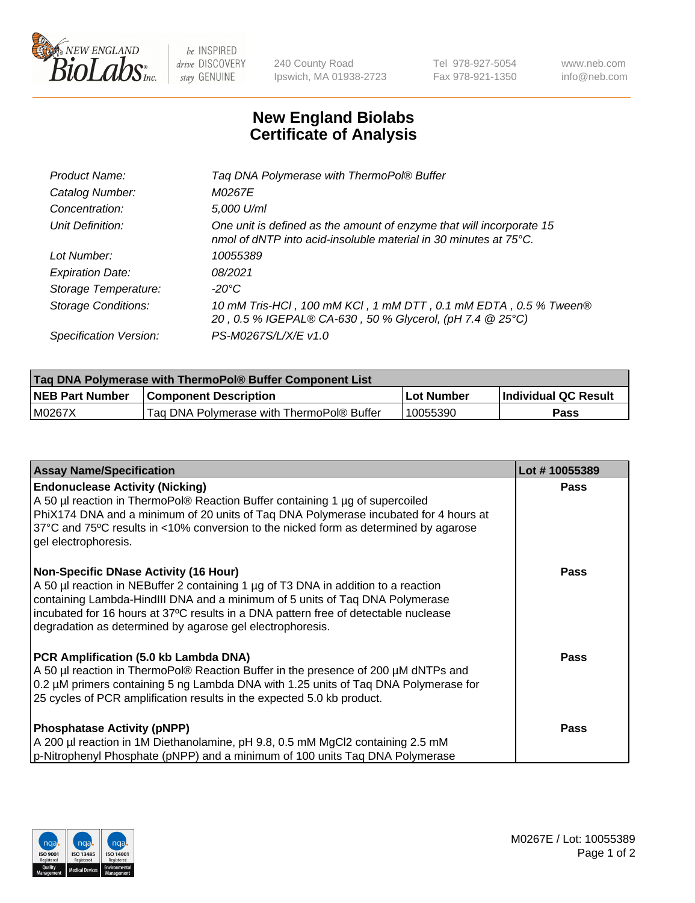240 County Road
Ipswich, MA 01938-2723

Tel 978-927-5054
Fax 978-921-1350

www.neb.com
info@neb.com

# New England Biolabs
# Certificate of Analysis

| | |
|---|---|
| *Product Name:* | *Taq DNA Polymerase with ThermoPol® Buffer* |
| *Catalog Number:* | *M0267E* |
| *Concentration:* | *5,000 U/ml* |
| *Unit Definition:* | *One unit is defined as the amount of enzyme that will incorporate 15 nmol of dNTP into acid-insoluble material in 30 minutes at 75°C.* |
| *Lot Number:* | *10055389* |
| *Expiration Date:* | *08/2021* |
| *Storage Temperature:* | *-20°C* |
| *Storage Conditions:* | *10 mM Tris-HCl , 100 mM KCl , 1 mM DTT , 0.1 mM EDTA , 0.5 % Tween® 20 , 0.5 % IGEPAL® CA-630 , 50 % Glycerol, (pH 7.4 @ 25°C)* |
| *Specification Version:* | *PS-M0267S/L/X/E v1.0* |

| Taq DNA Polymerase with ThermoPol® Buffer Component List | | | |
|---|---|---|---|
| **NEB Part Number** | **Component Description** | **Lot Number** | **Individual QC Result** |
| M0267X | Taq DNA Polymerase with ThermoPol® Buffer | 10055390 | **Pass** |

| Assay Name/Specification | Lot # 10055389 |
|---|---|
| **Endonuclease Activity (Nicking)**<br>A 50 µl reaction in ThermoPol® Reaction Buffer containing 1 µg of supercoiled PhiX174 DNA and a minimum of 20 units of Taq DNA Polymerase incubated for 4 hours at 37°C and 75ºC results in <10% conversion to the nicked form as determined by agarose gel electrophoresis. | **Pass** |
| **Non-Specific DNase Activity (16 Hour)**<br>A 50 µl reaction in NEBuffer 2 containing 1 µg of T3 DNA in addition to a reaction containing Lambda-HindIII DNA and a minimum of 5 units of Taq DNA Polymerase incubated for 16 hours at 37ºC results in a DNA pattern free of detectable nuclease degradation as determined by agarose gel electrophoresis. | **Pass** |
| **PCR Amplification (5.0 kb Lambda DNA)**<br>A 50 µl reaction in ThermoPol® Reaction Buffer in the presence of 200 µM dNTPs and 0.2 µM primers containing 5 ng Lambda DNA with 1.25 units of Taq DNA Polymerase for 25 cycles of PCR amplification results in the expected 5.0 kb product. | **Pass** |
| **Phosphatase Activity (pNPP)**<br>A 200 µl reaction in 1M Diethanolamine, pH 9.8, 0.5 mM $MgCl_2$ containing 2.5 mM p-Nitrophenyl Phosphate (pNPP) and a minimum of 100 units Taq DNA Polymerase | **Pass** |

M0267E / Lot: 10055389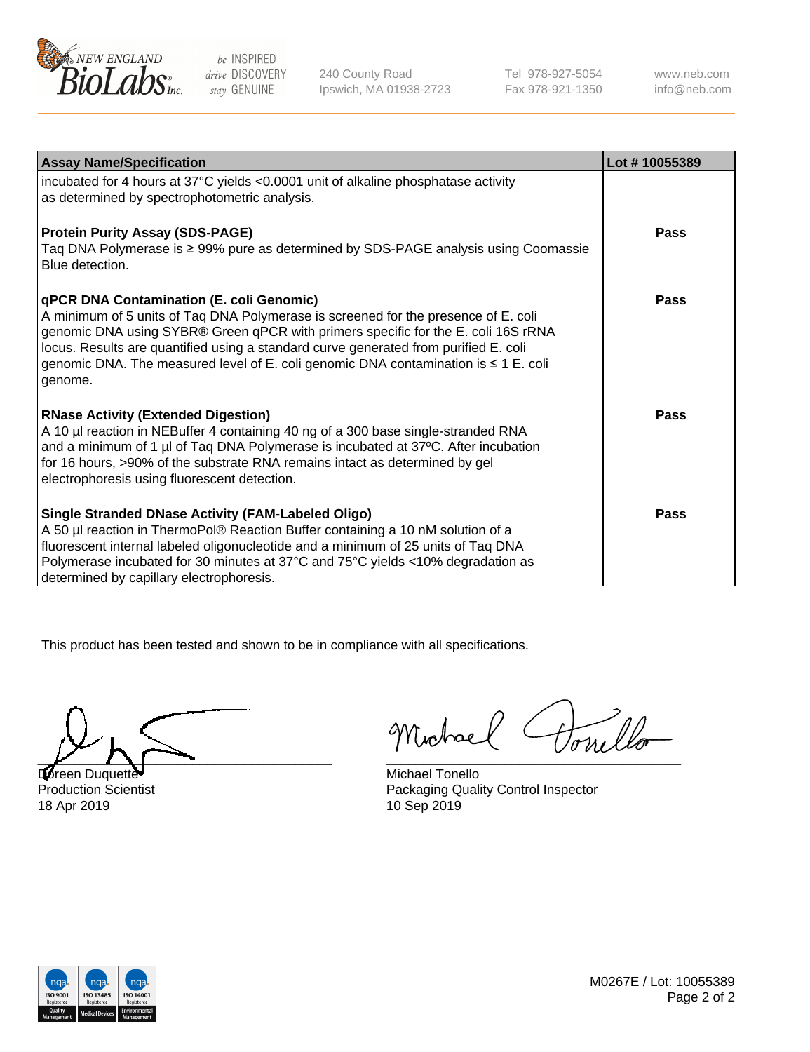| Assay Name/Specification | Lot # 10055389 |
| --- | --- |
| incubated for 4 hours at 37°C yields <0.0001 unit of alkaline phosphatase activity as determined by spectrophotometric analysis. | |
| **Protein Purity Assay (SDS-PAGE)**<br>Taq DNA Polymerase is ≥ 99% pure as determined by SDS-PAGE analysis using Coomassie Blue detection. | **Pass** |
| **qPCR DNA Contamination (E. coli Genomic)**<br>A minimum of 5 units of Taq DNA Polymerase is screened for the presence of E. coli genomic DNA using SYBR® Green qPCR with primers specific for the E. coli 16S rRNA locus. Results are quantified using a standard curve generated from purified E. coli genomic DNA. The measured level of E. coli genomic DNA contamination is ≤ 1 E. coli genome. | **Pass** |
| **RNase Activity (Extended Digestion)**<br>A 10 µl reaction in NEBuffer 4 containing 40 ng of a 300 base single-stranded RNA and a minimum of 1 µl of Taq DNA Polymerase is incubated at 37ºC. After incubation for 16 hours, >90% of the substrate RNA remains intact as determined by gel electrophoresis using fluorescent detection. | **Pass** |
| **Single Stranded DNase Activity (FAM-Labeled Oligo)**<br>A 50 µl reaction in ThermoPol® Reaction Buffer containing a 10 nM solution of a fluorescent internal labeled oligonucleotide and a minimum of 25 units of Taq DNA Polymerase incubated for 30 minutes at 37°C and 75°C yields <10% degradation as determined by capillary electrophoresis. | **Pass** |

This product has been tested and shown to be in compliance with all specifications.

Doreen Duquette
Production Scientist
18 Apr 2019

Michael Tonello
Packaging Quality Control Inspector
10 Sep 2019

M0267E / Lot: 10055389